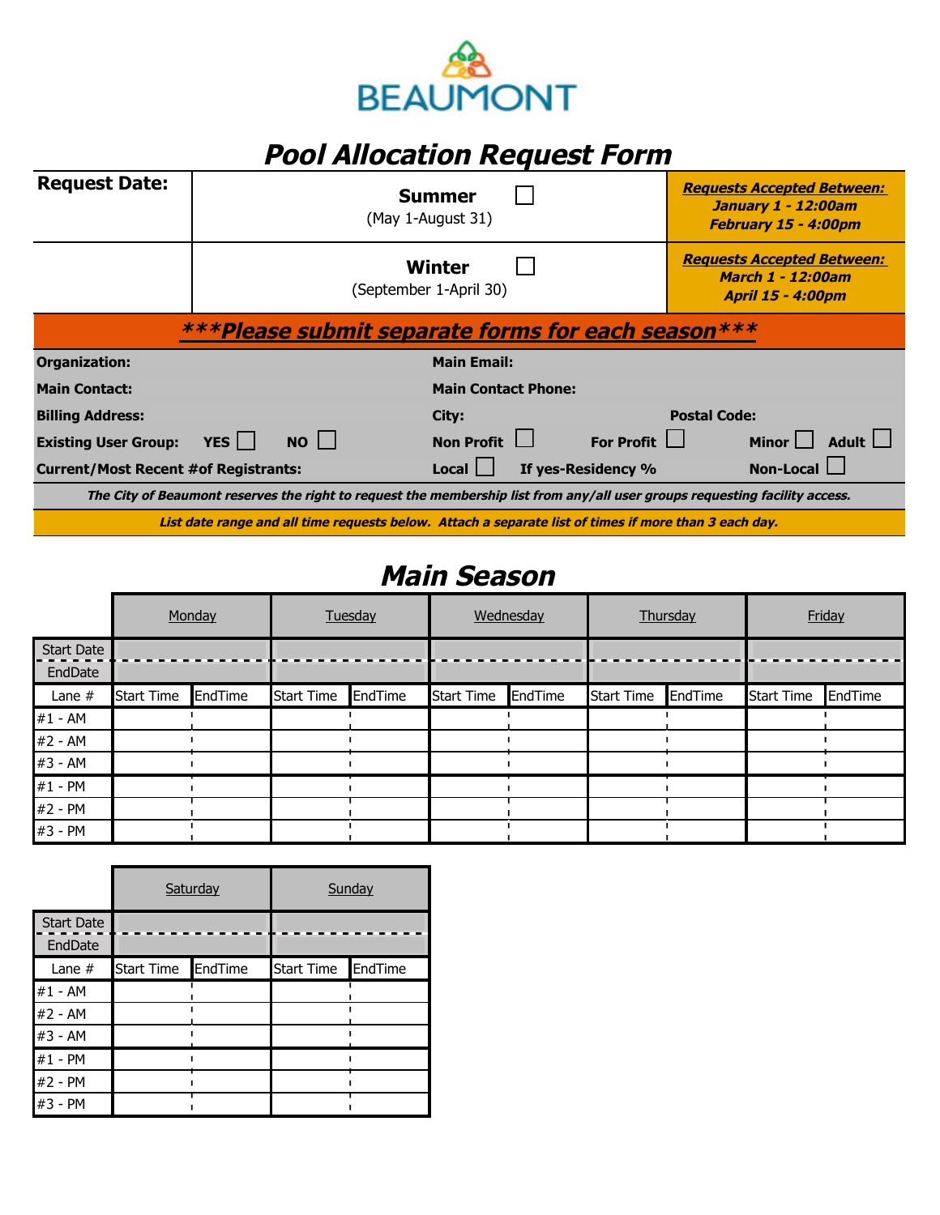BEAUMONT

# Pool Allocation Request Form

| Request Date: | Summer ☐ (May 1-August 31) | ***Requests Accepted Between:*** **January 1 - 12:00am** **February 15 - 4:00pm** |
|---|---|---|
| | Winter ☐ (September 1-April 30) | ***Requests Accepted Between:*** **March 1 - 12:00am** **April 15 - 4:00pm** |

***Please submit separate forms for each season***

**Organization:** | **Main Email:**

**Main Contact:** | **Main Contact Phone:**

**Billing Address:** | **City:** | **Postal Code:**

**Existing User Group:** **YES** ☐ **NO** ☐ | **Non Profit** ☐ **For Profit** ☐ | **Minor** ☐ **Adult** ☐

**Current/Most Recent #of Registrants:** | **Local** ☐ **If yes-Residency %** | **Non-Local** ☐

***The City of Beaumont reserves the right to request the membership list from any/all user groups requesting facility access.***

***List date range and all time requests below. Attach a separate list of times if more than 3 each day.***

## Main Season

| | Monday | | Tuesday | | Wednesday | | Thursday | | Friday | |
|---|---|---|---|---|---|---|---|---|---|---|
| Start Date | | | | | | | | | | |
| EndDate | | | | | | | | | | |
| Lane # | Start Time | EndTime | Start Time | EndTime | Start Time | EndTime | Start Time | EndTime | Start Time | EndTime |
| #1 - AM | | | | | | | | | | |
| #2 - AM | | | | | | | | | | |
| #3 - AM | | | | | | | | | | |
| #1 - PM | | | | | | | | | | |
| #2 - PM | | | | | | | | | | |
| #3 - PM | | | | | | | | | | |

| | Saturday | | Sunday | |
|---|---|---|---|---|
| Start Date | | | | |
| EndDate | | | | |
| Lane # | Start Time | EndTime | Start Time | EndTime |
| #1 - AM | | | | |
| #2 - AM | | | | |
| #3 - AM | | | | |
| #1 - PM | | | | |
| #2 - PM | | | | |
| #3 - PM | | | | |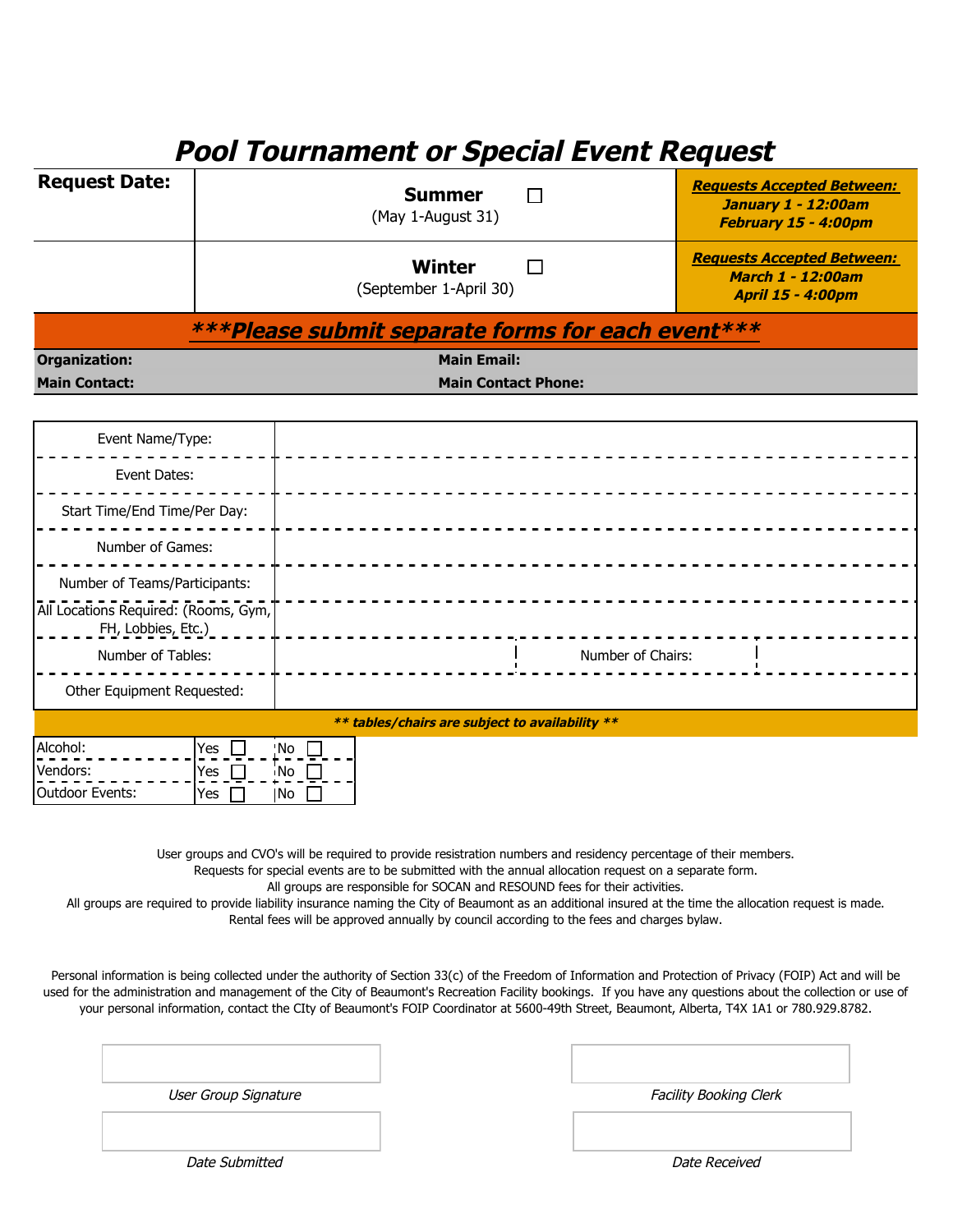# Pool Tournament or Special Event Request

| | | |
|---|---|---|
| **Request Date:** | **Summer** ☐ (May 1-August 31) | ***Requests Accepted Between:*** ***January 1 - 12:00am*** ***February 15 - 4:00pm*** |
| | **Winter** ☐ (September 1-April 30) | ***Requests Accepted Between:*** ***March 1 - 12:00am*** ***April 15 - 4:00pm*** |

## ****Please submit separate forms for each event****

**Organization:** **Main Email:**

**Main Contact:** **Main Contact Phone:**

| | | | |
|---|---|---|---|
| Event Name/Type: | | | |
| Event Dates: | | | |
| Start Time/End Time/Per Day: | | | |
| Number of Games: | | | |
| Number of Teams/Participants: | | | |
| All Locations Required: (Rooms, Gym, FH, Lobbies, Etc.) | | | |
| Number of Tables: | | Number of Chairs: | |
| Other Equipment Requested: | | | |

***\*\* tables/chairs are subject to availability \*\****

| | | |
|---|---|---|
| Alcohol: | Yes ☐ | No ☐ |
| Vendors: | Yes ☐ | No ☐ |
| Outdoor Events: | Yes ☐ | No ☐ |

User groups and CVO's will be required to provide resistration numbers and residency percentage of their members.
Requests for special events are to be submitted with the annual allocation request on a separate form.
All groups are responsible for SOCAN and RESOUND fees for their activities.
All groups are required to provide liability insurance naming the City of Beaumont as an additional insured at the time the allocation request is made.
Rental fees will be approved annually by council according to the fees and charges bylaw.

Personal information is being collected under the authority of Section 33(c) of the Freedom of Information and Protection of Privacy (FOIP) Act and will be used for the administration and management of the City of Beaumont's Recreation Facility bookings. If you have any questions about the collection or use of your personal information, contact the CIty of Beaumont's FOIP Coordinator at 5600-49th Street, Beaumont, Alberta, T4X 1A1 or 780.929.8782.

*User Group Signature*

*Facility Booking Clerk*

*Date Submitted*

*Date Received*